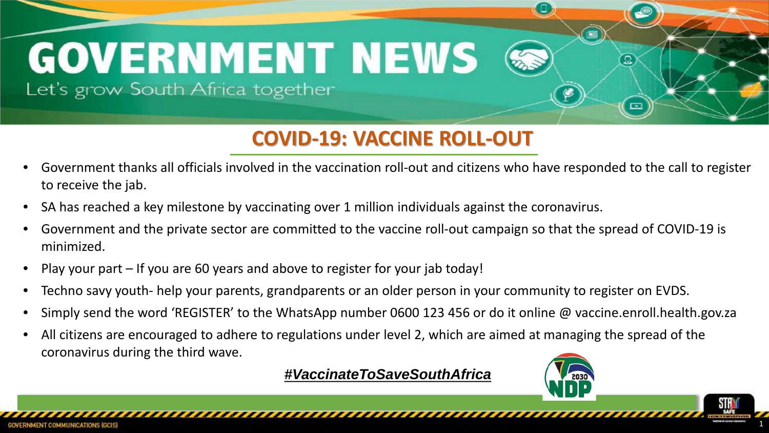# GOVERNMENT NEWS

Let's grow South Africa together

## COVID-19: VACCINE ROLL-OUT

- Government thanks all officials involved in the vaccination roll-out and citizens who have responded to the call to register to receive the jab.
- SA has reached a key milestone by vaccinating over 1 million individuals against the coronavirus.
- Government and the private sector are committed to the vaccine roll-out campaign so that the spread of COVID-19 is minimized.
- Play your part – If you are 60 years and above to register for your jab today!
- Techno savy youth- help your parents, grandparents or an older person in your community to register on EVDS.
- Simply send the word 'REGISTER' to the WhatsApp number 0600 123 456 or do it online @ vaccine.enroll.health.gov.za
- All citizens are encouraged to adhere to regulations under level 2, which are aimed at managing the spread of the coronavirus during the third wave.

***#VaccinateToSaveSouthAfrica***

GOVERNMENT COMMUNICATIONS (GCIS)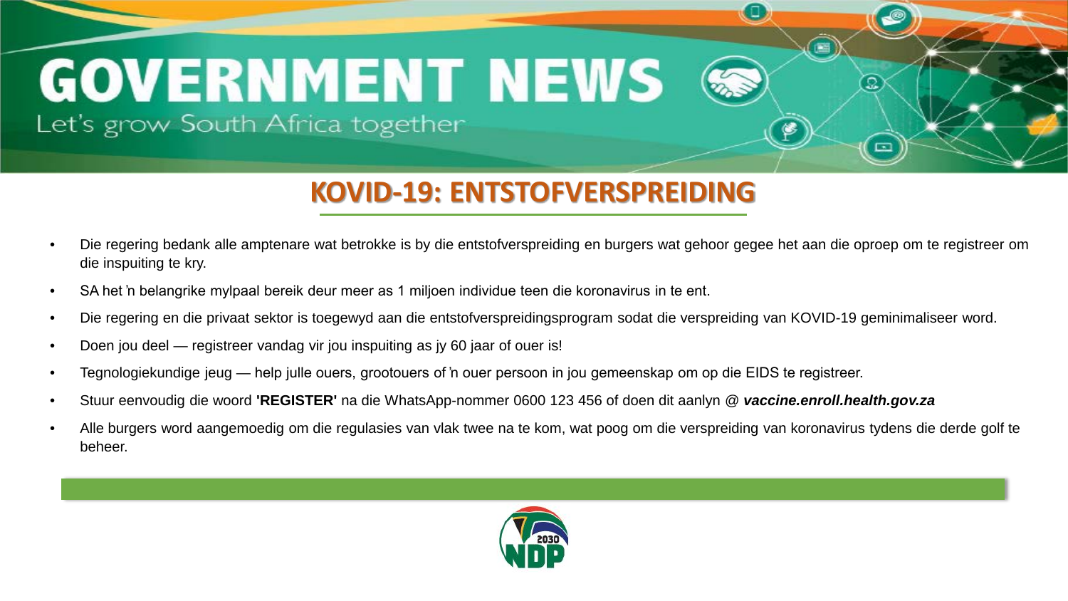# GOVERNMENT NEWS

Let's grow South Africa together

## KOVID-19: ENTSTOFVERSPREIDING

- Die regering bedank alle amptenare wat betrokke is by die entstofverspreiding en burgers wat gehoor gegee het aan die oproep om te registreer om die inspuiting te kry.
- SA het 'n belangrike mylpaal bereik deur meer as 1 miljoen individue teen die koronavirus in te ent.
- Die regering en die privaat sektor is toegewyd aan die entstofverspreidingsprogram sodat die verspreiding van KOVID-19 geminimaliseer word.
- Doen jou deel — registreer vandag vir jou inspuiting as jy 60 jaar of ouer is!
- Tegnologiekundige jeug — help julle ouers, grootouers of 'n ouer persoon in jou gemeenskap om op die EIDS te registreer.
- Stuur eenvoudig die woord **'REGISTER'** na die WhatsApp-nommer 0600 123 456 of doen dit aanlyn @ ***vaccine.enroll.health.gov.za***
- Alle burgers word aangemoedig om die regulasies van vlak twee na te kom, wat poog om die verspreiding van koronavirus tydens die derde golf te beheer.

2030 NDP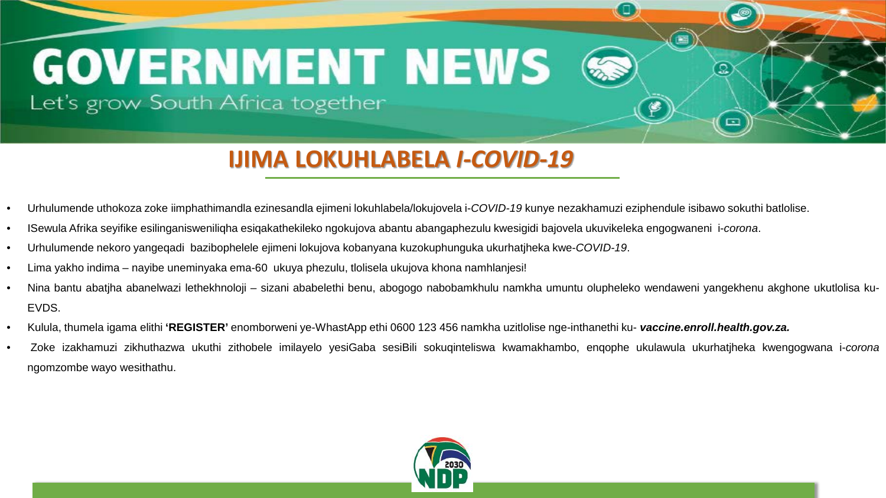# GOVERNMENT NEWS

Let's grow South Africa together

## IJIMA LOKUHLABELA *I-COVID-19*

- Urhulumende uthokoza zoke iimphathimandla ezinesandla ejimeni lokuhlabela/lokujovela i-*COVID-19* kunye nezakhamuzi eziphendule isibawo sokuthi batlolise.
- ISewula Afrika seyifike esilinganisweniliqha esiqakathekileko ngokujova abantu abangaphezulu kwesigidi bajovela ukuvikeleka engogwaneni i-*corona*.
- Urhulumende nekoro yangeqadi bazibophelele ejimeni lokujova kobanyana kuzokuphunguka ukurhatjheka kwe-*COVID-19*.
- Lima yakho indima – nayibe uneminyaka ema-60 ukuya phezulu, tlolisela ukujova khona namhlanjesi!
- Nina bantu abatjha abanelwazi lethekhnoloji – sizani ababelethi benu, abogogo nabobamkhulu namkha umuntu olupheleko wendaweni yangekhenu akghone ukutlolisa ku-EVDS.
- Kulula, thumela igama elithi **'REGISTER'** enomborweni ye-WhastApp ethi 0600 123 456 namkha uzitlolise nge-inthanethi ku- ***vaccine.enroll.health.gov.za.***
- Zoke izakhamuzi zikhuthazwa ukuthi zithobele imilayelo yesiGaba sesiBili sokuqinteliswa kwamakhambo, enqophe ukulawula ukurhatjheka kwengogwana i-*corona* ngomzombe wayo wesithathu.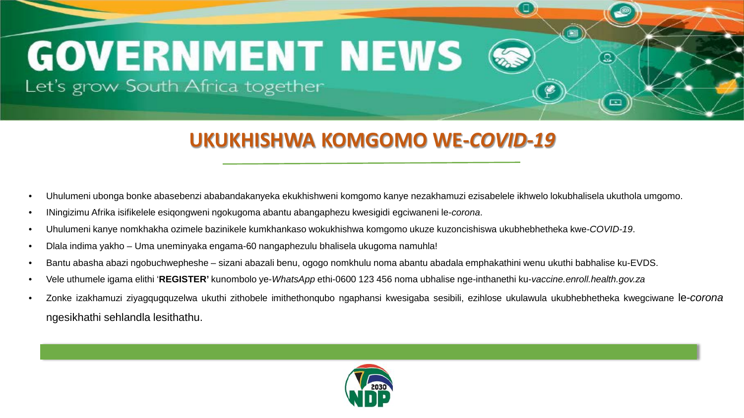# GOVERNMENT NEWS

Let's grow South Africa together

## UKUKHISHWA KOMGOMO WE-*COVID-19*

- Uhulumeni ubonga bonke abasebenzi ababandakanyeka ekukhishweni komgomo kanye nezakhamuzi ezisabelele ikhwelo lokubhalisela ukuthola umgomo.
- INingizimu Afrika isifikelele esiqongweni ngokugoma abantu abangaphezu kwesigidi egciwaneni le-*corona*.
- Uhulumeni kanye nomkhakha ozimele bazinikele kumkhankaso wokukhishwa komgomo ukuze kuzoncishiswa ukubhebhetheka kwe-*COVID-19*.
- Dlala indima yakho – Uma uneminyaka engama-60 nangaphezulu bhalisela ukugoma namuhla!
- Bantu abasha abazi ngobuchwepheshe – sizani abazali benu, ogogo nomkhulu noma abantu abadala emphakathini wenu ukuthi babhalise ku-EVDS.
- Vele uthumele igama elithi '**REGISTER'** kunombolo ye-*WhatsApp* ethi-0600 123 456 noma ubhalise nge-inthanethi ku-*vaccine.enroll.health.gov.za*
- Zonke izakhamuzi ziyagqugquzelwa ukuthi zithobele imithethonqubo ngaphansi kwesigaba sesibili, ezihlose ukulawula ukubhebhetheka kwegciwane le-*corona* ngesikhathi sehlandla lesithathu.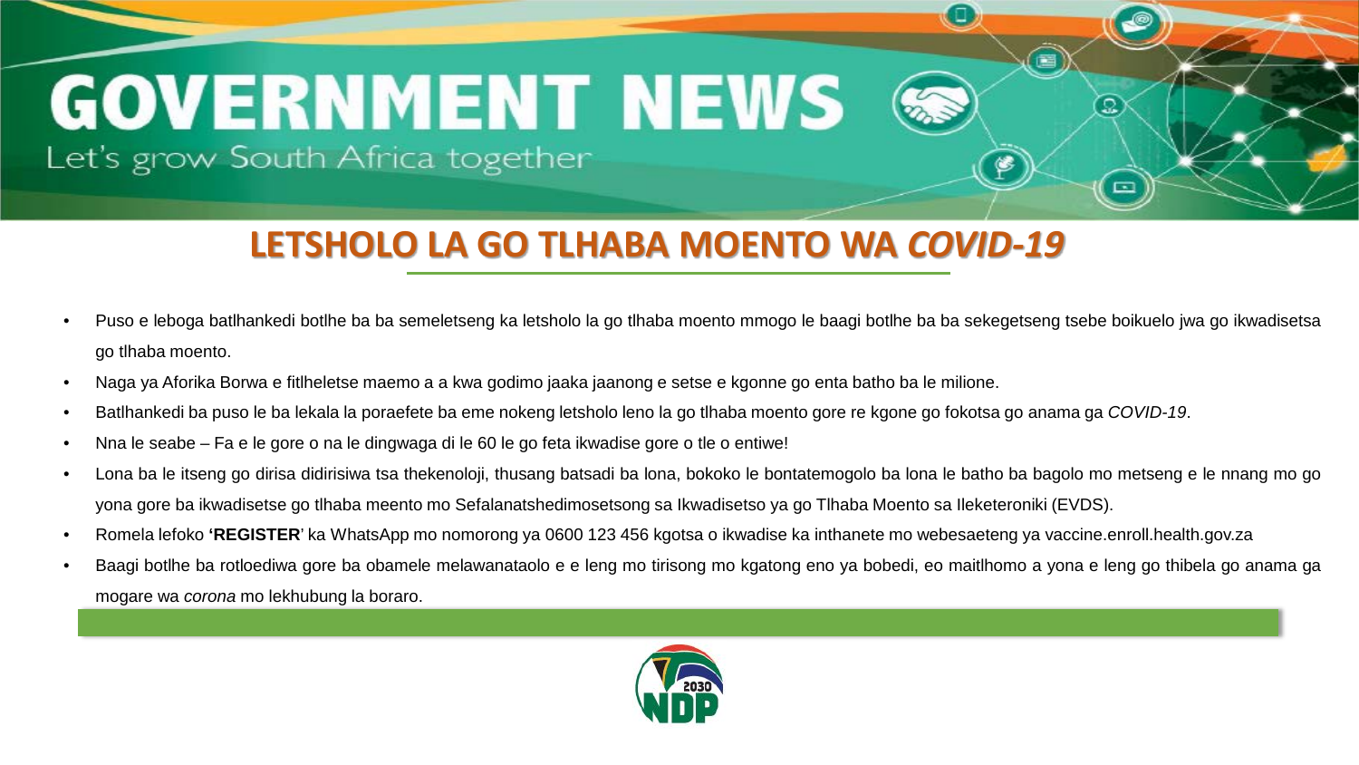# GOVERNMENT NEWS

Let's grow South Africa together

## LETSHOLO LA GO TLHABA MOENTO WA *COVID-19*

- Puso e leboga batlhankedi botlhe ba ba semeletseng ka letsholo la go tlhaba moento mmogo le baagi botlhe ba ba sekegetseng tsebe boikuelo jwa go ikwadisetsa go tlhaba moento.
- Naga ya Aforika Borwa e fitlheletse maemo a a kwa godimo jaaka jaanong e setse e kgonne go enta batho ba le milione.
- Batlhankedi ba puso le ba lekala la poraefete ba eme nokeng letsholo leno la go tlhaba moento gore re kgone go fokotsa go anama ga *COVID-19*.
- Nna le seabe – Fa e le gore o na le dingwaga di le 60 le go feta ikwadise gore o tle o entiwe!
- Lona ba le itseng go dirisa didirisiwa tsa thekenoloji, thusang batsadi ba lona, bokoko le bontatemogolo ba lona le batho ba bagolo mo metseng e le nnang mo go yona gore ba ikwadisetse go tlhaba meento mo Sefalanatshedimosetsong sa Ikwadisetso ya go Tlhaba Moento sa Ileketeroniki (EVDS).
- Romela lefoko **'REGISTER**' ka WhatsApp mo nomorong ya 0600 123 456 kgotsa o ikwadise ka inthanete mo webesaeteng ya vaccine.enroll.health.gov.za
- Baagi botlhe ba rotloediwa gore ba obamele melawanataolo e e leng mo tirisong mo kgatong eno ya bobedi, eo maitlhomo a yona e leng go thibela go anama ga mogare wa *corona* mo lekhubung la boraro.

2030 NDP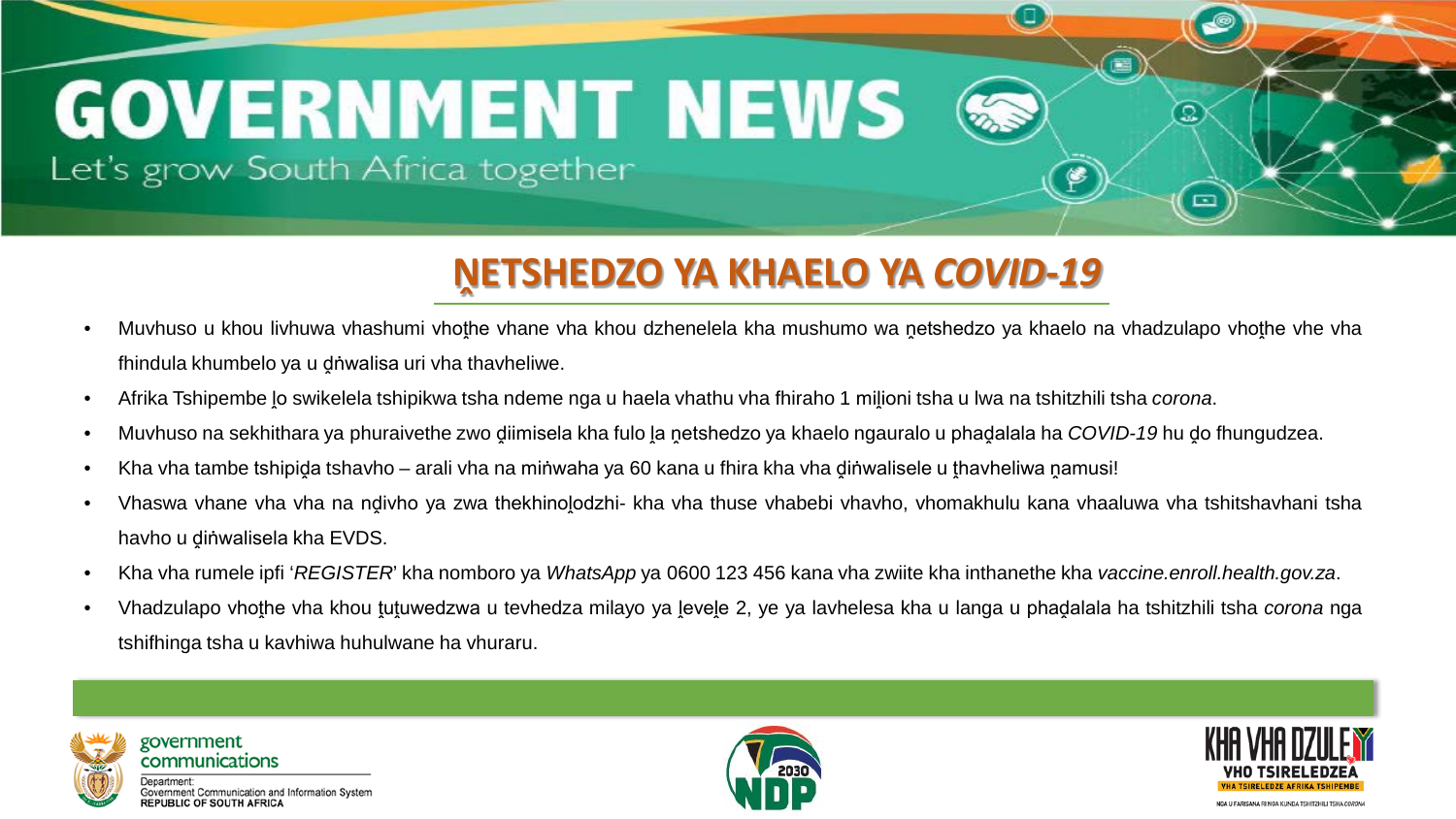# GOVERNMENT NEWS

Let's grow South Africa together

## ṊETSHEDZO YA KHAELO YA *COVID-19*

- Muvhuso u khou livhuwa vhashumi vhoṱhe vhane vha khou dzhenelela kha mushumo wa ṋetshedzo ya khaelo na vhadzulapo vhoṱhe vhe vha fhindula khumbelo ya u ḓiṅwalisa uri vha thavheliwe.
- Afrika Tshipembe ḽo swikelela tshipikwa tsha ndeme nga u haela vhathu vha fhiraho 1 miḽioni tsha u lwa na tshitzhili tsha *corona*.
- Muvhuso na sekhithara ya phuraivethe zwo ḓiimisela kha fulo ḽa ṋetshedzo ya khaelo ngauralo u phaḓalala ha *COVID-19* hu ḓo fhungudzea.
- Kha vha tambe tshipiḓa tshavho – arali vha na miṅwaha ya 60 kana u fhira kha vha ḓiṅwalisele u ṱhavheliwa ṋamusi!
- Vhaswa vhane vha vha na nḓivho ya zwa thekhinoḽodzhi- kha vha thuse vhabebi vhavho, vhomakhulu kana vhaaluwa vha tshitshavhani tsha havho u ḓiṅwalisela kha EVDS.
- Kha vha rumele ipfi '*REGISTER*' kha nomboro ya *WhatsApp* ya 0600 123 456 kana vha zwiite kha inthanethe kha *vaccine.enroll.health.gov.za*.
- Vhadzulapo vhoṱhe vha khou ṱuṱuwedzwa u tevhedza milayo ya ḽeveḽe 2, ye ya lavhelesa kha u langa u phaḓalala ha tshitzhili tsha *corona* nga tshifhinga tsha u kavhiwa huhulwane ha vhuraru.

government communications
Department: Government Communication and Information System
REPUBLIC OF SOUTH AFRICA

NDP 2030

KHA VHA DZULE VHO TSIRELEDZEA
VHA TSIRELEDZE AFRIKA TSHIPEMBE
NGA U FARISANA RI NGA KUNDA TSHITZHILI TSHA *CORONA*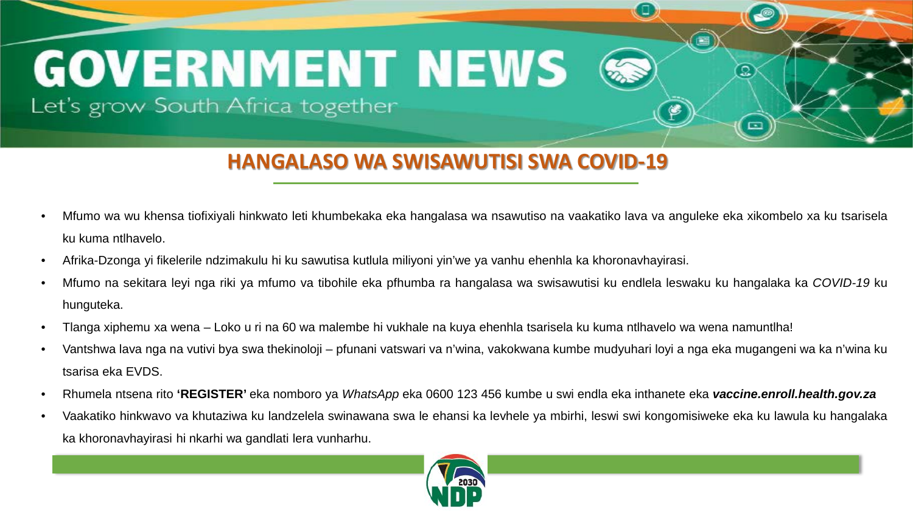# GOVERNMENT NEWS

Let's grow South Africa together

## HANGALASO WA SWISAWUTISI SWA COVID-19

- Mfumo wa wu khensa tiofixiyali hinkwato leti khumbekaka eka hangalasa wa nsawutiso na vaakatiko lava va anguleke eka xikombelo xa ku tsarisela ku kuma ntlhavelo.
- Afrika-Dzonga yi fikelerile ndzimakulu hi ku sawutisa kutlula miliyoni yin'we ya vanhu ehenhla ka khoronavhayirasi.
- Mfumo na sekitara leyi nga riki ya mfumo va tibohile eka pfhumba ra hangalasa wa swisawutisi ku endlela leswaku ku hangalaka ka *COVID-19* ku hunguteka.
- Tlanga xiphemu xa wena – Loko u ri na 60 wa malembe hi vukhale na kuya ehenhla tsarisela ku kuma ntlhavelo wa wena namuntlha!
- Vantshwa lava nga na vutivi bya swa thekinoloji – pfunani vatswari va n'wina, vakokwana kumbe mudyuhari loyi a nga eka mugangeni wa ka n'wina ku tsarisa eka EVDS.
- Rhumela ntsena rito **'REGISTER'** eka nomboro ya *WhatsApp* eka 0600 123 456 kumbe u swi endla eka inthanete eka ***vaccine.enroll.health.gov.za***
- Vaakatiko hinkwavo va khutaziwa ku landzelela swinawana swa le ehansi ka levhele ya mbirhi, leswi swi kongomisiweke eka ku lawula ku hangalaka ka khoronavhayirasi hi nkarhi wa gandlati lera vunharhu.